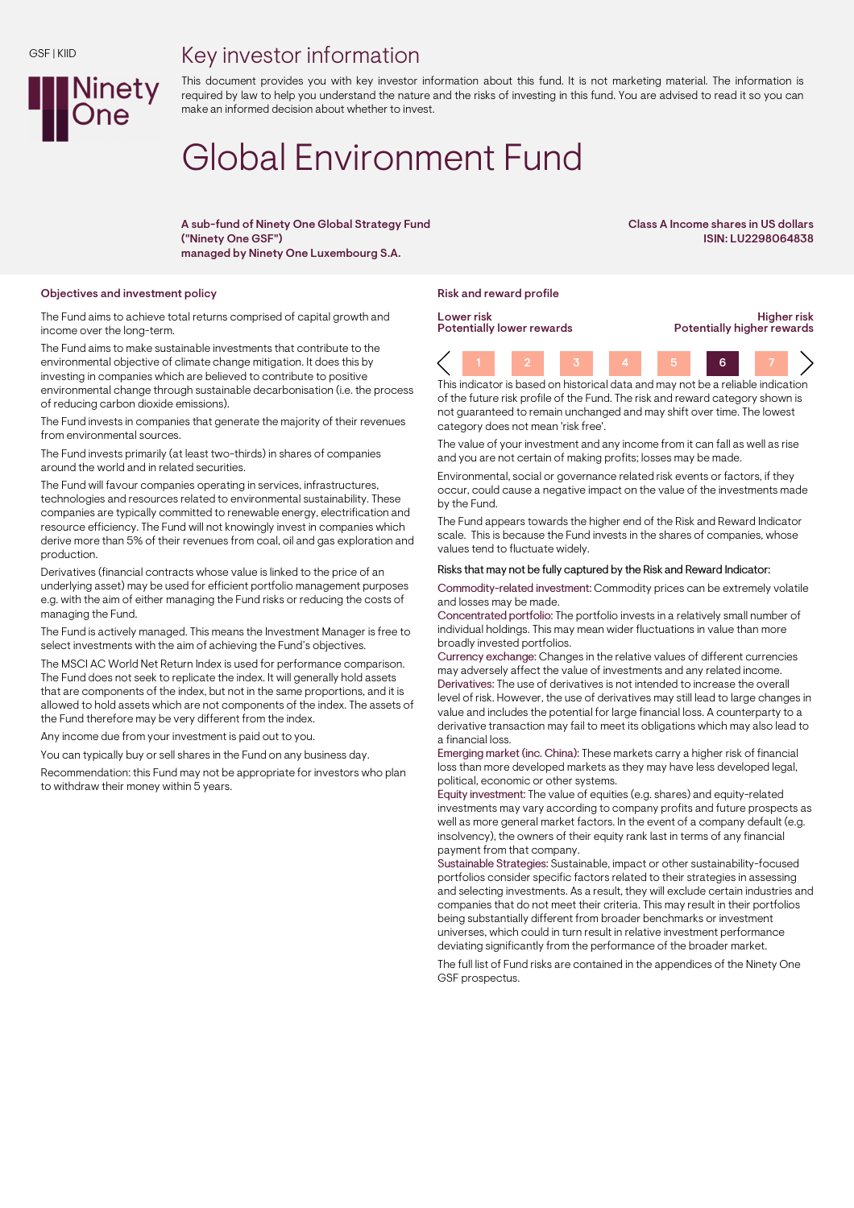GSF | KIID

# Key investor information

This document provides you with key investor information about this fund. It is not marketing material. The information is required by law to help you understand the nature and the risks of investing in this fund. You are advised to read it so you can make an informed decision about whether to invest.

# Global Environment Fund

**A sub-fund of Ninety One Global Strategy Fund ("Ninety One GSF")**
**managed by Ninety One Luxembourg S.A.**

**Class A Income shares in US dollars**
**ISIN: LU2298064838**

## Objectives and investment policy

The Fund aims to achieve total returns comprised of capital growth and income over the long-term.

The Fund aims to make sustainable investments that contribute to the environmental objective of climate change mitigation. It does this by investing in companies which are believed to contribute to positive environmental change through sustainable decarbonisation (i.e. the process of reducing carbon dioxide emissions).

The Fund invests in companies that generate the majority of their revenues from environmental sources.

The Fund invests primarily (at least two-thirds) in shares of companies around the world and in related securities.

The Fund will favour companies operating in services, infrastructures, technologies and resources related to environmental sustainability. These companies are typically committed to renewable energy, electrification and resource efficiency. The Fund will not knowingly invest in companies which derive more than 5% of their revenues from coal, oil and gas exploration and production.

Derivatives (financial contracts whose value is linked to the price of an underlying asset) may be used for efficient portfolio management purposes e.g. with the aim of either managing the Fund risks or reducing the costs of managing the Fund.

The Fund is actively managed. This means the Investment Manager is free to select investments with the aim of achieving the Fund's objectives.

The MSCI AC World Net Return Index is used for performance comparison. The Fund does not seek to replicate the index. It will generally hold assets that are components of the index, but not in the same proportions, and it is allowed to hold assets which are not components of the index. The assets of the Fund therefore may be very different from the index.

Any income due from your investment is paid out to you.

You can typically buy or sell shares in the Fund on any business day.

Recommendation: this Fund may not be appropriate for investors who plan to withdraw their money within 5 years.

## Risk and reward profile

**Lower risk**
**Potentially lower rewards**

**Higher risk**
**Potentially higher rewards**

| 1 | 2 | 3 | 4 | 5 | **6** | 7 |
|---|---|---|---|---|---|---|

This indicator is based on historical data and may not be a reliable indication of the future risk profile of the Fund. The risk and reward category shown is not guaranteed to remain unchanged and may shift over time. The lowest category does not mean 'risk free'.

The value of your investment and any income from it can fall as well as rise and you are not certain of making profits; losses may be made.

Environmental, social or governance related risk events or factors, if they occur, could cause a negative impact on the value of the investments made by the Fund.

The Fund appears towards the higher end of the Risk and Reward Indicator scale. This is because the Fund invests in the shares of companies, whose values tend to fluctuate widely.

Risks that may not be fully captured by the Risk and Reward Indicator:

Commodity-related investment: Commodity prices can be extremely volatile and losses may be made.

Concentrated portfolio: The portfolio invests in a relatively small number of individual holdings. This may mean wider fluctuations in value than more broadly invested portfolios.

Currency exchange: Changes in the relative values of different currencies may adversely affect the value of investments and any related income.

Derivatives: The use of derivatives is not intended to increase the overall level of risk. However, the use of derivatives may still lead to large changes in value and includes the potential for large financial loss. A counterparty to a derivative transaction may fail to meet its obligations which may also lead to a financial loss.

Emerging market (inc. China): These markets carry a higher risk of financial loss than more developed markets as they may have less developed legal, political, economic or other systems.

Equity investment: The value of equities (e.g. shares) and equity-related investments may vary according to company profits and future prospects as well as more general market factors. In the event of a company default (e.g. insolvency), the owners of their equity rank last in terms of any financial payment from that company.

Sustainable Strategies: Sustainable, impact or other sustainability-focused portfolios consider specific factors related to their strategies in assessing and selecting investments. As a result, they will exclude certain industries and companies that do not meet their criteria. This may result in their portfolios being substantially different from broader benchmarks or investment universes, which could in turn result in relative investment performance deviating significantly from the performance of the broader market.

The full list of Fund risks are contained in the appendices of the Ninety One GSF prospectus.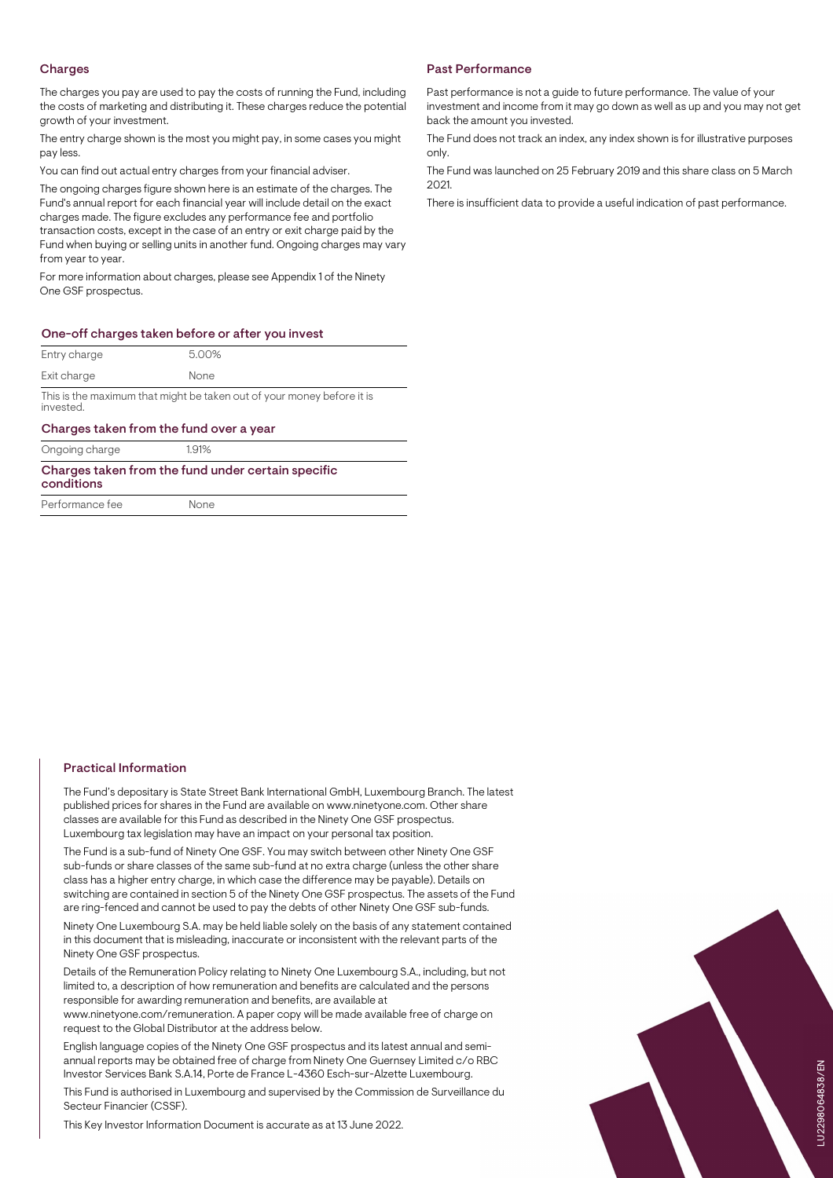## Charges

The charges you pay are used to pay the costs of running the Fund, including the costs of marketing and distributing it. These charges reduce the potential growth of your investment.

The entry charge shown is the most you might pay, in some cases you might pay less.

You can find out actual entry charges from your financial adviser.

The ongoing charges figure shown here is an estimate of the charges. The Fund's annual report for each financial year will include detail on the exact charges made. The figure excludes any performance fee and portfolio transaction costs, except in the case of an entry or exit charge paid by the Fund when buying or selling units in another fund. Ongoing charges may vary from year to year.

For more information about charges, please see Appendix 1 of the Ninety One GSF prospectus.

### One-off charges taken before or after you invest

| | |
|---|---|
| Entry charge | 5.00% |
| Exit charge | None |

This is the maximum that might be taken out of your money before it is invested.

### Charges taken from the fund over a year

| | |
|---|---|
| Ongoing charge | 1.91% |

### Charges taken from the fund under certain specific conditions

| | |
|---|---|
| Performance fee | None |

## Past Performance

Past performance is not a guide to future performance. The value of your investment and income from it may go down as well as up and you may not get back the amount you invested.

The Fund does not track an index, any index shown is for illustrative purposes only.

The Fund was launched on 25 February 2019 and this share class on 5 March 2021.

There is insufficient data to provide a useful indication of past performance.

## Practical Information

The Fund's depositary is State Street Bank International GmbH, Luxembourg Branch. The latest published prices for shares in the Fund are available on www.ninetyone.com. Other share classes are available for this Fund as described in the Ninety One GSF prospectus. Luxembourg tax legislation may have an impact on your personal tax position.

The Fund is a sub-fund of Ninety One GSF. You may switch between other Ninety One GSF sub-funds or share classes of the same sub-fund at no extra charge (unless the other share class has a higher entry charge, in which case the difference may be payable). Details on switching are contained in section 5 of the Ninety One GSF prospectus. The assets of the Fund are ring-fenced and cannot be used to pay the debts of other Ninety One GSF sub-funds.

Ninety One Luxembourg S.A. may be held liable solely on the basis of any statement contained in this document that is misleading, inaccurate or inconsistent with the relevant parts of the Ninety One GSF prospectus.

Details of the Remuneration Policy relating to Ninety One Luxembourg S.A., including, but not limited to, a description of how remuneration and benefits are calculated and the persons responsible for awarding remuneration and benefits, are available at www.ninetyone.com/remuneration. A paper copy will be made available free of charge on request to the Global Distributor at the address below.

English language copies of the Ninety One GSF prospectus and its latest annual and semi-annual reports may be obtained free of charge from Ninety One Guernsey Limited c/o RBC Investor Services Bank S.A.14, Porte de France L-4360 Esch-sur-Alzette Luxembourg.

This Fund is authorised in Luxembourg and supervised by the Commission de Surveillance du Secteur Financier (CSSF).

This Key Investor Information Document is accurate as at 13 June 2022.

LU2298064838/EN